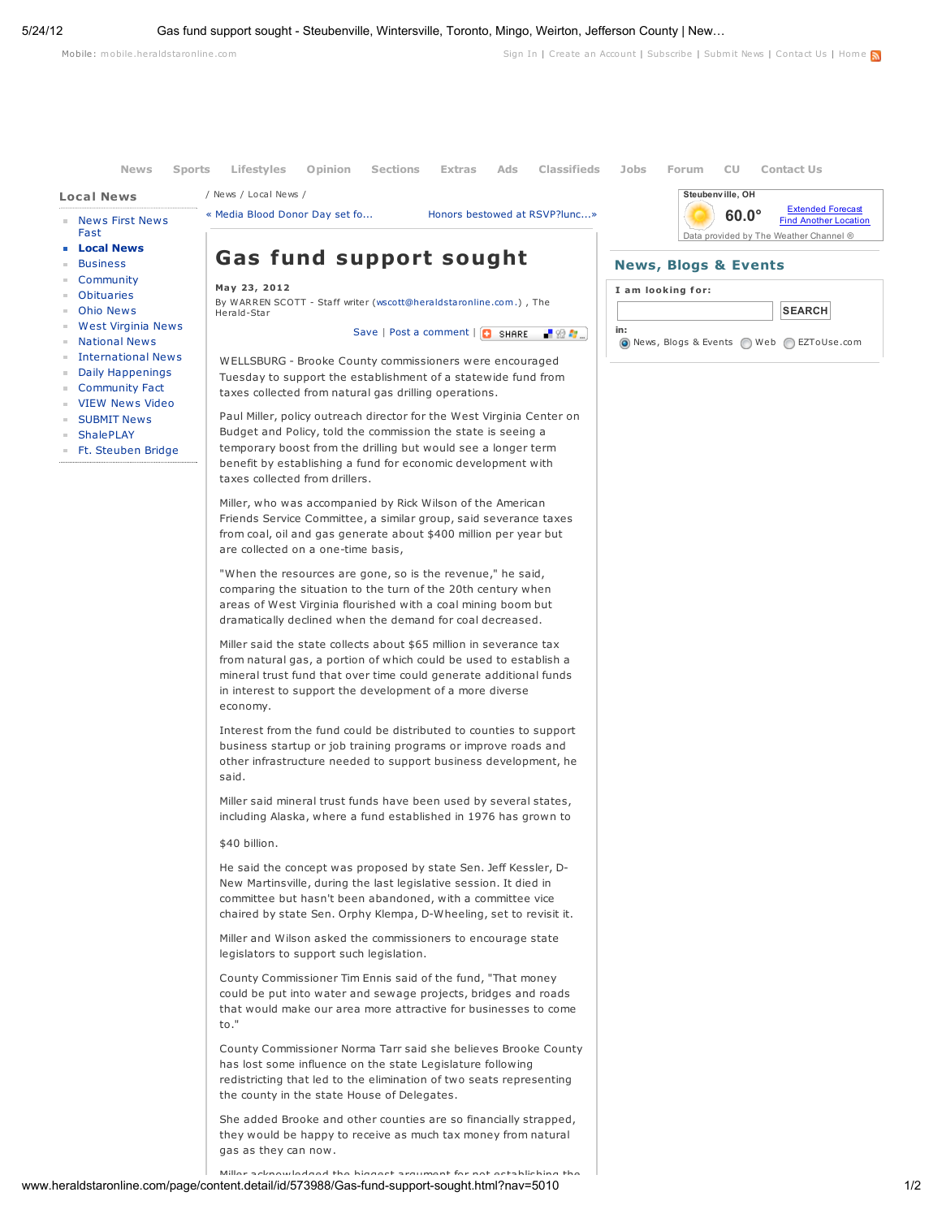# Gas fund support sought

**May 23, 2012**

By WARREN SCOTT - Staff writer (wscott@heraldstaronline.com.) , The Herald-Star

WELLSBURG - Brooke County commissioners were encouraged Tuesday to support the establishment of a statewide fund from taxes collected from natural gas drilling operations.

Paul Miller, policy outreach director for the West Virginia Center on Budget and Policy, told the commission the state is seeing a temporary boost from the drilling but would see a longer term benefit by establishing a fund for economic development with taxes collected from drillers.

Miller, who was accompanied by Rick Wilson of the American Friends Service Committee, a similar group, said severance taxes from coal, oil and gas generate about $400 million per year but are collected on a one-time basis,

"When the resources are gone, so is the revenue," he said, comparing the situation to the turn of the 20th century when areas of West Virginia flourished with a coal mining boom but dramatically declined when the demand for coal decreased.

Miller said the state collects about $65 million in severance tax from natural gas, a portion of which could be used to establish a mineral trust fund that over time could generate additional funds in interest to support the development of a more diverse economy.

Interest from the fund could be distributed to counties to support business startup or job training programs or improve roads and other infrastructure needed to support business development, he said.

Miller said mineral trust funds have been used by several states, including Alaska, where a fund established in 1976 has grown to $40 billion.

He said the concept was proposed by state Sen. Jeff Kessler, D-New Martinsville, during the last legislative session. It died in committee but hasn't been abandoned, with a committee vice chaired by state Sen. Orphy Klempa, D-Wheeling, set to revisit it.

Miller and Wilson asked the commissioners to encourage state legislators to support such legislation.

County Commissioner Tim Ennis said of the fund, "That money could be put into water and sewage projects, bridges and roads that would make our area more attractive for businesses to come to."

County Commissioner Norma Tarr said she believes Brooke County has lost some influence on the state Legislature following redistricting that led to the elimination of two seats representing the county in the state House of Delegates.

She added Brooke and other counties are so financially strapped, they would be happy to receive as much tax money from natural gas as they can now.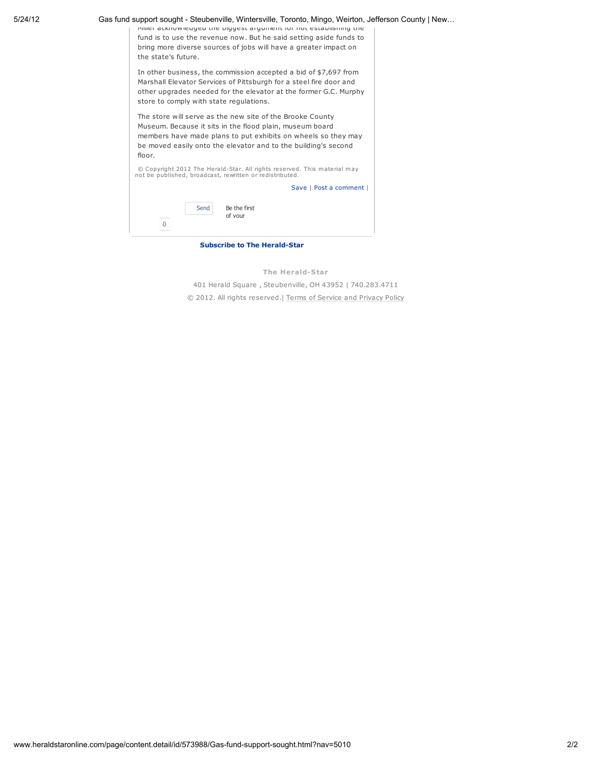Miller acknowledged the biggest argument for not establishing the fund is to use the revenue now. But he said setting aside funds to bring more diverse sources of jobs will have a greater impact on the state's future.

In other business, the commission accepted a bid of $7,697 from Marshall Elevator Services of Pittsburgh for a steel fire door and other upgrades needed for the elevator at the former G.C. Murphy store to comply with state regulations.

The store will serve as the new site of the Brooke County Museum. Because it sits in the flood plain, museum board members have made plans to put exhibits on wheels so they may be moved easily onto the elevator and to the building's second floor.

© Copyright 2012 The Herald-Star. All rights reserved. This material may not be published, broadcast, rewritten or redistributed.

Save | Post a comment |

Send

Be the first of your

0

**Subscribe to The Herald-Star**

**The Herald-Star**

401 Herald Square , Steubenville, OH 43952 | 740.283.4711

© 2012. All rights reserved.| Terms of Service and Privacy Policy